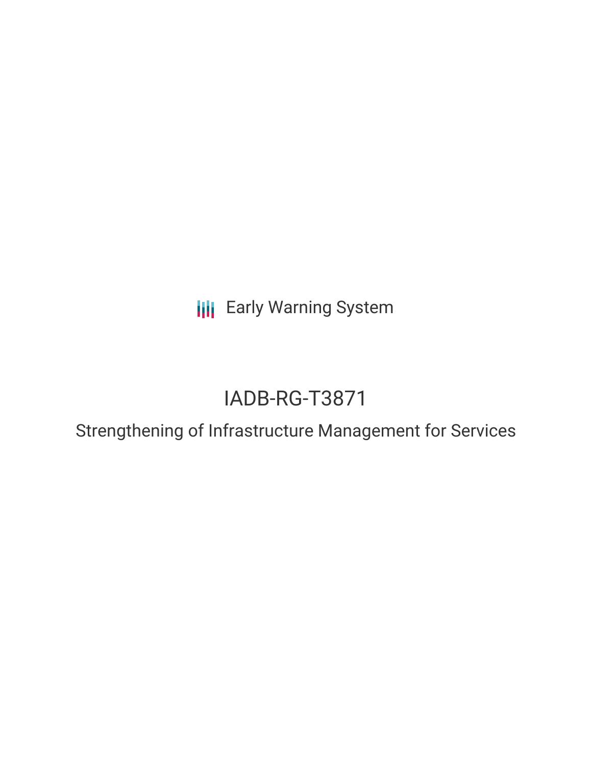Early Warning System

# IADB-RG-T3871

## Strengthening of Infrastructure Management for Services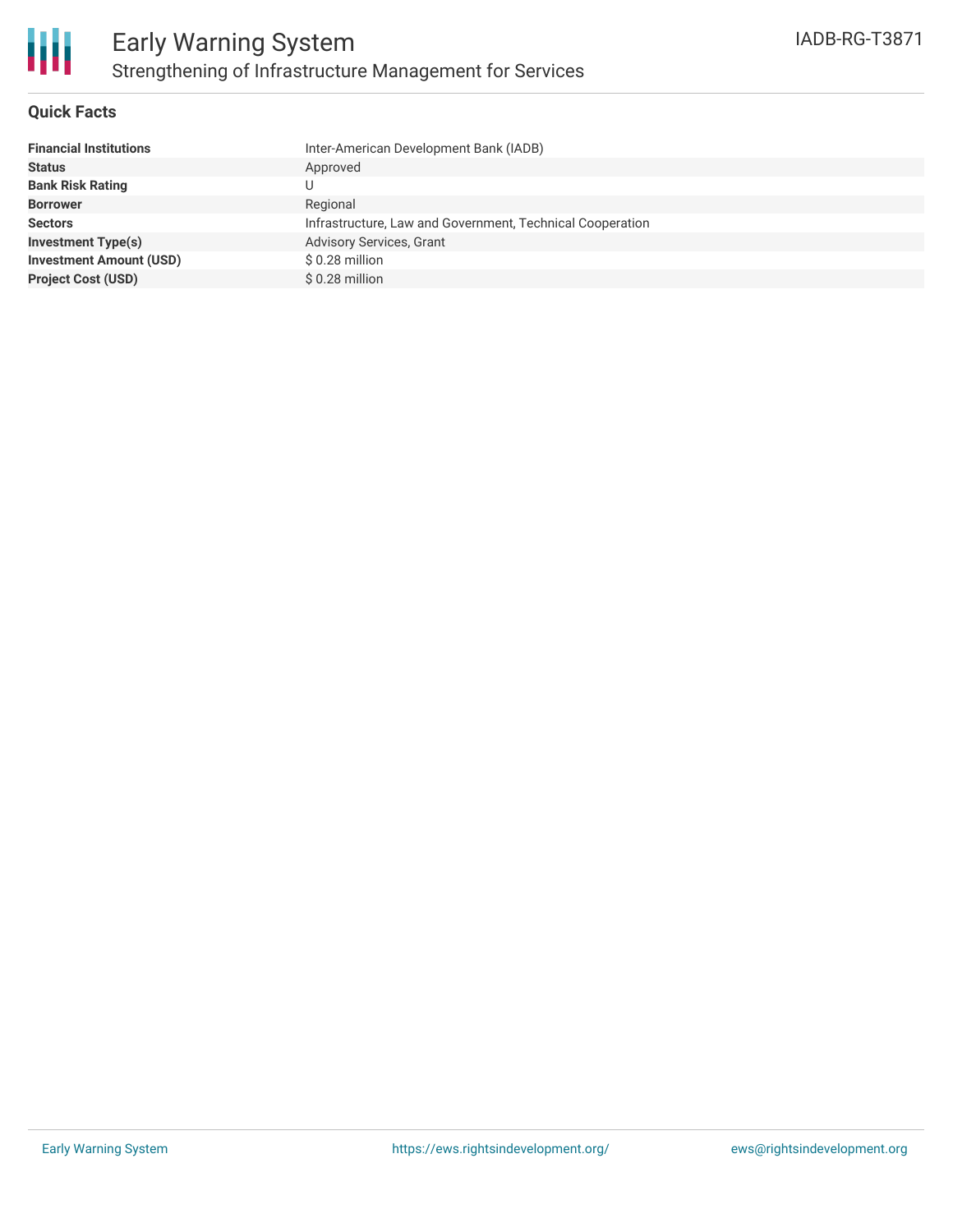# Early Warning System

## Strengthening of Infrastructure Management for Services

IADB-RG-T3871

### Quick Facts

| | |
|---|---|
| **Financial Institutions** | Inter-American Development Bank (IADB) |
| **Status** | Approved |
| **Bank Risk Rating** | U |
| **Borrower** | Regional |
| **Sectors** | Infrastructure, Law and Government, Technical Cooperation |
| **Investment Type(s)** | Advisory Services, Grant |
| **Investment Amount (USD)** | $ 0.28 million |
| **Project Cost (USD)** | $ 0.28 million |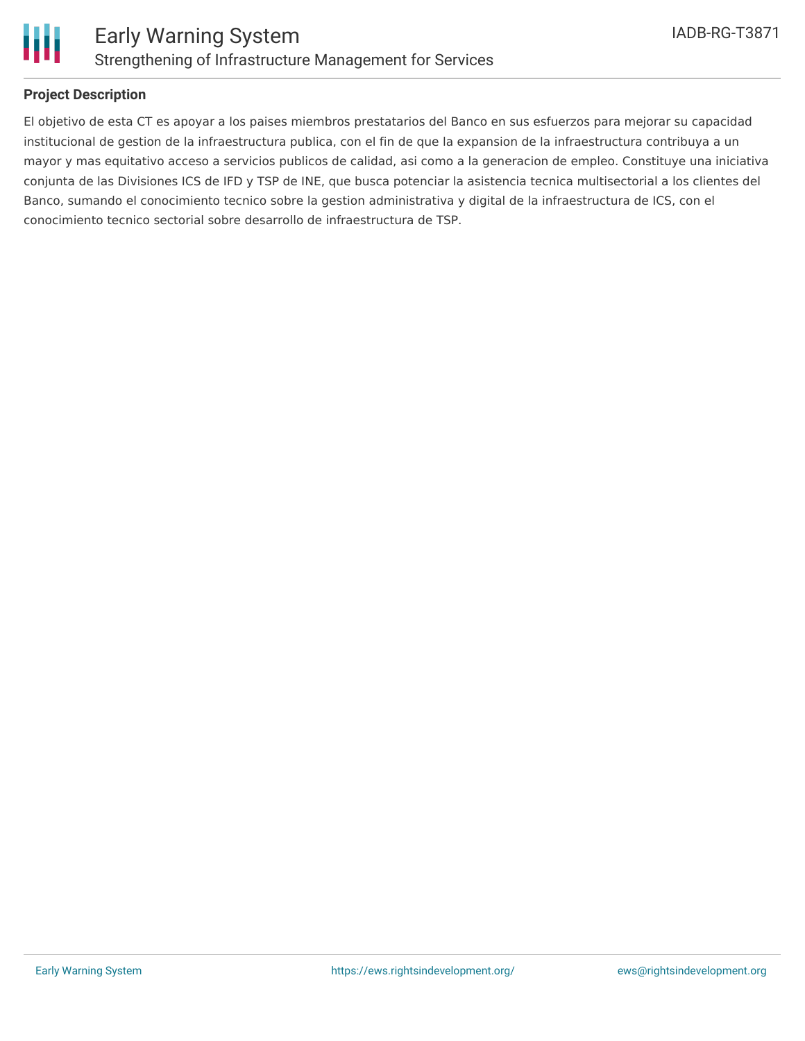## Project Description

El objetivo de esta CT es apoyar a los paises miembros prestatarios del Banco en sus esfuerzos para mejorar su capacidad institucional de gestion de la infraestructura publica, con el fin de que la expansion de la infraestructura contribuya a un mayor y mas equitativo acceso a servicios publicos de calidad, asi como a la generacion de empleo. Constituye una iniciativa conjunta de las Divisiones ICS de IFD y TSP de INE, que busca potenciar la asistencia tecnica multisectorial a los clientes del Banco, sumando el conocimiento tecnico sobre la gestion administrativa y digital de la infraestructura de ICS, con el conocimiento tecnico sectorial sobre desarrollo de infraestructura de TSP.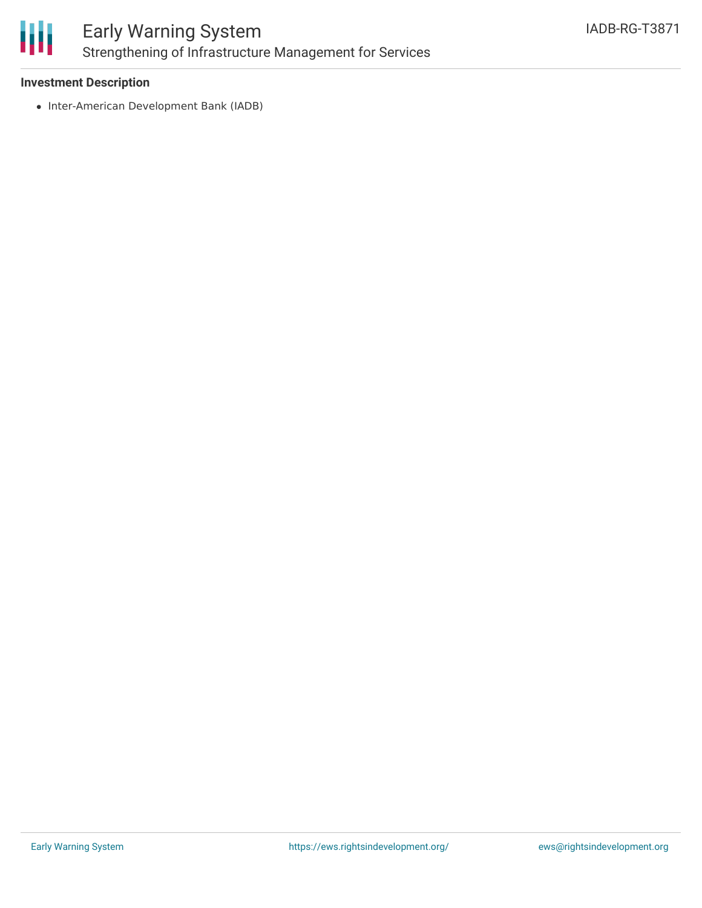### Investment Description

- Inter-American Development Bank (IADB)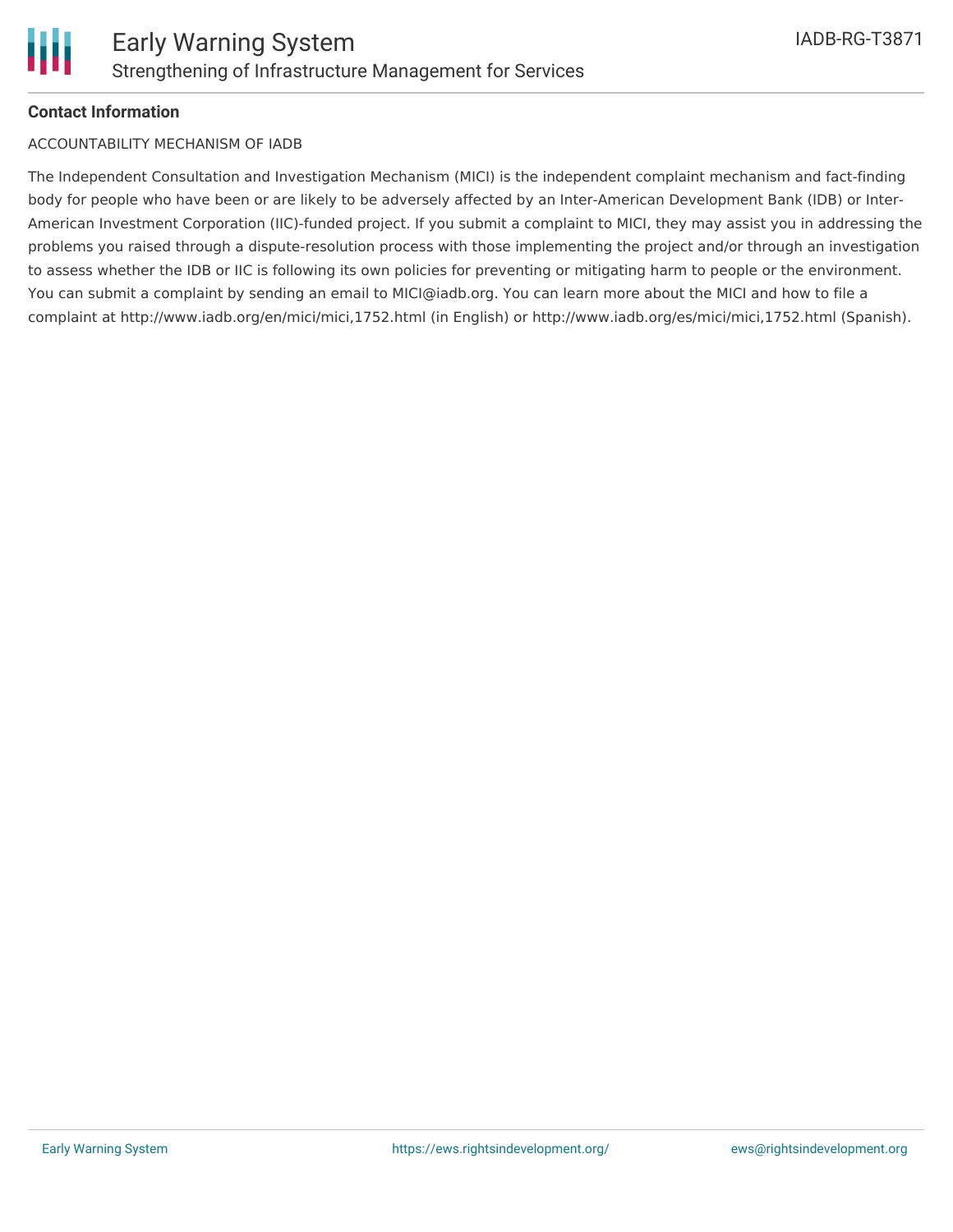**Contact Information**

ACCOUNTABILITY MECHANISM OF IADB

The Independent Consultation and Investigation Mechanism (MICI) is the independent complaint mechanism and fact-finding body for people who have been or are likely to be adversely affected by an Inter-American Development Bank (IDB) or Inter-American Investment Corporation (IIC)-funded project. If you submit a complaint to MICI, they may assist you in addressing the problems you raised through a dispute-resolution process with those implementing the project and/or through an investigation to assess whether the IDB or IIC is following its own policies for preventing or mitigating harm to people or the environment. You can submit a complaint by sending an email to MICI@iadb.org. You can learn more about the MICI and how to file a complaint at http://www.iadb.org/en/mici/mici,1752.html (in English) or http://www.iadb.org/es/mici/mici,1752.html (Spanish).